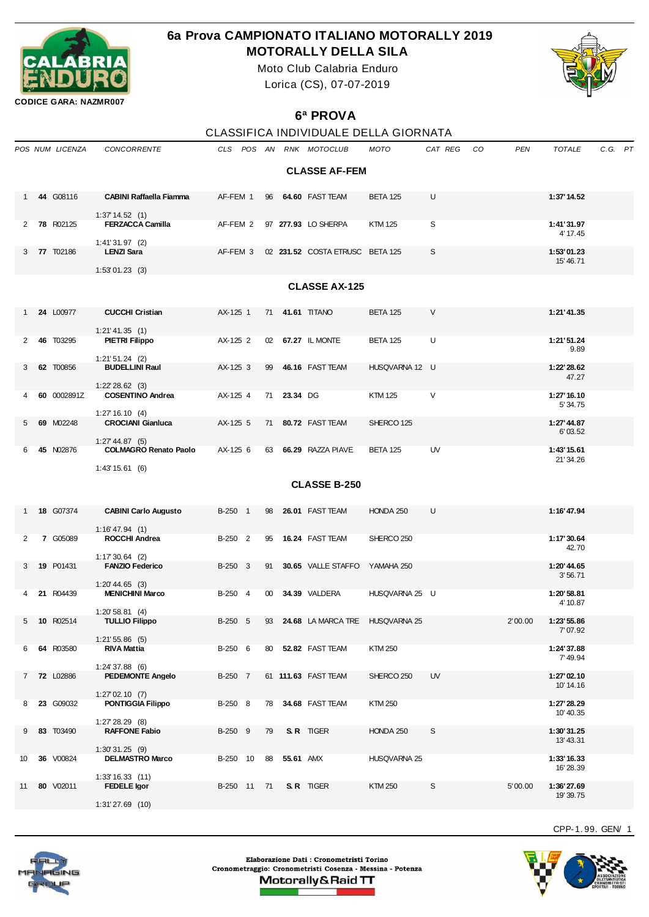# 6a Prova CAMPIONATO ITALIANO MOTORALLY 2019
## MOTORALLY DELLA SILA

Moto Club Calabria Enduro
Lorica (CS), 07-07-2019

CODICE GARA: NAZMR007

## 6ª PROVA

CLASSIFICA INDIVIDUALE DELLA GIORNATA

### CLASSE AF-FEM

| POS | NUM | LICENZA | CONCORRENTE | CLS | POS | AN | RNK | MOTOCLUB | MOTO | CAT | REG | CO | PEN | TOTALE | C.G. | PT |
|---|---|---|---|---|---|---|---|---|---|---|---|---|---|---|---|---|
| 1 | **44** | G08116 | **CABINI Raffaella Fiamma** 1:37' 14.52 (1) | AF-FEM | 1 | 96 | **64.60** | FAST TEAM | BETA 125 | U | | | | **1:37' 14.52** | | |
| 2 | **78** | R02125 | **FERZACCA Camilla** 1:41' 31.97 (2) | AF-FEM | 2 | 97 | **277.93** | LO SHERPA | KTM 125 | S | | | | **1:41' 31.97** 4' 17.45 | | |
| 3 | **77** | T02186 | **LENZI Sara** 1:53' 01.23 (3) | AF-FEM | 3 | 02 | **231.52** | COSTA ETRUSC | BETA 125 | S | | | | **1:53' 01.23** 15' 46.71 | | |

### CLASSE AX-125

| POS | NUM | LICENZA | CONCORRENTE | CLS | POS | AN | RNK | MOTOCLUB | MOTO | CAT | REG | CO | PEN | TOTALE | C.G. | PT |
|---|---|---|---|---|---|---|---|---|---|---|---|---|---|---|---|---|
| 1 | **24** | L00977 | **CUCCHI Cristian** 1:21' 41.35 (1) | AX-125 | 1 | 71 | **41.61** | TITANO | BETA 125 | V | | | | **1:21' 41.35** | | |
| 2 | **46** | T03295 | **PIETRI Filippo** 1:21' 51.24 (2) | AX-125 | 2 | 02 | **67.27** | IL MONTE | BETA 125 | U | | | | **1:21' 51.24** 9.89 | | |
| 3 | **62** | T00856 | **BUDELLINI Raul** 1:22' 28.62 (3) | AX-125 | 3 | 99 | **46.16** | FAST TEAM | HUSQVARNA 12 | U | | | | **1:22' 28.62** 47.27 | | |
| 4 | **60** | 0002891Z | **COSENTINO Andrea** 1:27' 16.10 (4) | AX-125 | 4 | 71 | **23.34** | DG | KTM 125 | V | | | | **1:27' 16.10** 5' 34.75 | | |
| 5 | **69** | M02248 | **CROCIANI Gianluca** 1:27' 44.87 (5) | AX-125 | 5 | 71 | **80.72** | FAST TEAM | SHERCO 125 | | | | | **1:27' 44.87** 6' 03.52 | | |
| 6 | **45** | N02876 | **COLMAGRO Renato Paolo** 1:43' 15.61 (6) | AX-125 | 6 | 63 | **66.29** | RAZZA PIAVE | BETA 125 | UV | | | | **1:43' 15.61** 21' 34.26 | | |

### CLASSE B-250

| POS | NUM | LICENZA | CONCORRENTE | CLS | POS | AN | RNK | MOTOCLUB | MOTO | CAT | REG | CO | PEN | TOTALE | C.G. | PT |
|---|---|---|---|---|---|---|---|---|---|---|---|---|---|---|---|---|
| 1 | **18** | G07374 | **CABINI Carlo Augusto** 1:16' 47.94 (1) | B-250 | 1 | 98 | **26.01** | FAST TEAM | HONDA 250 | U | | | | **1:16' 47.94** | | |
| 2 | **7** | G05089 | **ROCCHI Andrea** 1:17' 30.64 (2) | B-250 | 2 | 95 | **16.24** | FAST TEAM | SHERCO 250 | | | | | **1:17' 30.64** 42.70 | | |
| 3 | **19** | P01431 | **FANZIO Federico** 1:20' 44.65 (3) | B-250 | 3 | 91 | **30.65** | VALLE STAFFO | YAMAHA 250 | | | | | **1:20' 44.65** 3' 56.71 | | |
| 4 | **21** | R04439 | **MENICHINI Marco** 1:20' 58.81 (4) | B-250 | 4 | 00 | **34.39** | VALDERA | HUSQVARNA 25 | U | | | | **1:20' 58.81** 4' 10.87 | | |
| 5 | **10** | R02514 | **TULLIO Filippo** 1:21' 55.86 (5) | B-250 | 5 | 93 | **24.68** | LA MARCA TRE | HUSQVARNA 25 | | | | 2' 00.00 | **1:23' 55.86** 7' 07.92 | | |
| 6 | **64** | R03580 | **RIVA Mattia** 1:24' 37.88 (6) | B-250 | 6 | 80 | **52.82** | FAST TEAM | KTM 250 | | | | | **1:24' 37.88** 7' 49.94 | | |
| 7 | **72** | L02886 | **PEDEMONTE Angelo** 1:27' 02.10 (7) | B-250 | 7 | 61 | **111.63** | FAST TEAM | SHERCO 250 | UV | | | | **1:27' 02.10** 10' 14.16 | | |
| 8 | **23** | G09032 | **PONTIGGIA Filippo** 1:27' 28.29 (8) | B-250 | 8 | 78 | **34.68** | FAST TEAM | KTM 250 | | | | | **1:27' 28.29** 10' 40.35 | | |
| 9 | **83** | T03490 | **RAFFONE Fabio** 1:30' 31.25 (9) | B-250 | 9 | 79 | **S.R** | TIGER | HONDA 250 | S | | | | **1:30' 31.25** 13' 43.31 | | |
| 10 | **36** | V00824 | **DELMASTRO Marco** 1:33' 16.33 (11) | B-250 | 10 | 88 | **55.61** | AMX | HUSQVARNA 25 | | | | | **1:33' 16.33** 16' 28.39 | | |
| 11 | **80** | V02011 | **FEDELE Igor** 1:31' 27.69 (10) | B-250 | 11 | 71 | **S.R** | TIGER | KTM 250 | S | | | 5' 00.00 | **1:36' 27.69** 19' 39.75 | | |

CPP-1.99. GEN/ 1

Elaborazione Dati : Cronometristi Torino
Cronometraggio: Cronometristi Cosenza - Messina - Potenza
Motorally&Raid TT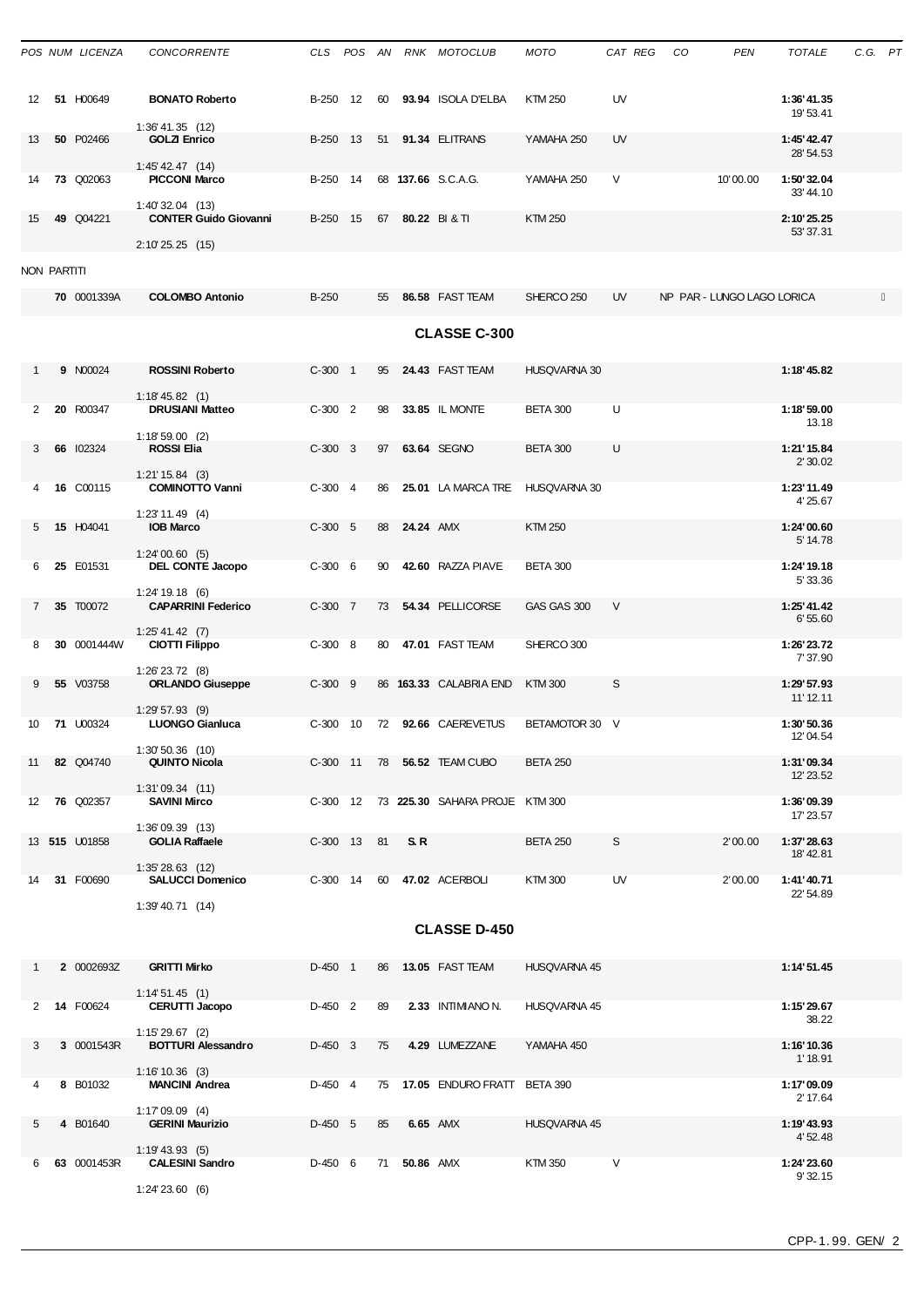| POS | NUM | LICENZA | CONCORRENTE | CLS | POS | AN | RNK | MOTOCLUB | MOTO | CAT | REG | CO | PEN | TOTALE | C.G. | PT |
|---|---|---|---|---|---|---|---|---|---|---|---|---|---|---|---|---|
| 12 | **51** | H00649 | **BONATO Roberto**<br>1:36' 41.35 (12) | B-250 | 12 | 60 | **93.94** | ISOLA D'ELBA | KTM 250 | UV | | | | **1:36' 41.35**<br>19' 53.41 | | |
| 13 | **50** | P02466 | **GOLZI Enrico**<br>1:45' 42.47 (14) | B-250 | 13 | 51 | **91.34** | ELITRANS | YAMAHA 250 | UV | | | | **1:45' 42.47**<br>28' 54.53 | | |
| 14 | **73** | Q02063 | **PICCONI Marco**<br>1:40' 32.04 (13) | B-250 | 14 | 68 | **137.66** | S.C.A.G. | YAMAHA 250 | V | | | 10' 00.00 | **1:50' 32.04**<br>33' 44.10 | | |
| 15 | **49** | Q04221 | **CONTER Guido Giovanni**<br>2:10' 25.25 (15) | B-250 | 15 | 67 | **80.22** | BI & TI | KTM 250 | | | | | **2:10' 25.25**<br>53' 37.31 | | |

NON PARTITI

| POS | NUM | LICENZA | CONCORRENTE | CLS | POS | AN | RNK | MOTOCLUB | MOTO | CAT | REG | CO | PEN | TOTALE | C.G. | PT |
|---|---|---|---|---|---|---|---|---|---|---|---|---|---|---|---|---|
| | **70** | 0001339A | **COLOMBO Antonio** | B-250 | | 55 | **86.58** | FAST TEAM | SHERCO 250 | UV | NP PAR - LUNGO LAGO LORICA | | | | | |

## CLASSE C-300

| POS | NUM | LICENZA | CONCORRENTE | CLS | POS | AN | RNK | MOTOCLUB | MOTO | CAT | REG | CO | PEN | TOTALE | C.G. | PT |
|---|---|---|---|---|---|---|---|---|---|---|---|---|---|---|---|---|
| 1 | **9** | N00024 | **ROSSINI Roberto**<br>1:18' 45.82 (1) | C-300 | 1 | 95 | **24.43** | FAST TEAM | HUSQVARNA 30 | | | | | **1:18' 45.82** | | |
| 2 | **20** | R00347 | **DRUSIANI Matteo**<br>1:18' 59.00 (2) | C-300 | 2 | 98 | **33.85** | IL MONTE | BETA 300 | U | | | | **1:18' 59.00**<br>13.18 | | |
| 3 | **66** | I02324 | **ROSSI Elia**<br>1:21' 15.84 (3) | C-300 | 3 | 97 | **63.64** | SEGNO | BETA 300 | U | | | | **1:21' 15.84**<br>2' 30.02 | | |
| 4 | **16** | C00115 | **COMINOTTO Vanni**<br>1:23' 11.49 (4) | C-300 | 4 | 86 | **25.01** | LA MARCA TRE | HUSQVARNA 30 | | | | | **1:23' 11.49**<br>4' 25.67 | | |
| 5 | **15** | H04041 | **IOB Marco**<br>1:24' 00.60 (5) | C-300 | 5 | 88 | **24.24** | AMX | KTM 250 | | | | | **1:24' 00.60**<br>5' 14.78 | | |
| 6 | **25** | E01531 | **DEL CONTE Jacopo**<br>1:24' 19.18 (6) | C-300 | 6 | 90 | **42.60** | RAZZA PIAVE | BETA 300 | | | | | **1:24' 19.18**<br>5' 33.36 | | |
| 7 | **35** | T00072 | **CAPARRINI Federico**<br>1:25' 41.42 (7) | C-300 | 7 | 73 | **54.34** | PELLICORSE | GAS GAS 300 | V | | | | **1:25' 41.42**<br>6' 55.60 | | |
| 8 | **30** | 0001444W | **CIOTTI Filippo**<br>1:26' 23.72 (8) | C-300 | 8 | 80 | **47.01** | FAST TEAM | SHERCO 300 | | | | | **1:26' 23.72**<br>7' 37.90 | | |
| 9 | **55** | V03758 | **ORLANDO Giuseppe**<br>1:29' 57.93 (9) | C-300 | 9 | 86 | **163.33** | CALABRIA END | KTM 300 | S | | | | **1:29' 57.93**<br>11' 12.11 | | |
| 10 | **71** | U00324 | **LUONGO Gianluca**<br>1:30' 50.36 (10) | C-300 | 10 | 72 | **92.66** | CAEREVETUS | BETAMOTOR 30 | V | | | | **1:30' 50.36**<br>12' 04.54 | | |
| 11 | **82** | Q04740 | **QUINTO Nicola**<br>1:31' 09.34 (11) | C-300 | 11 | 78 | **56.52** | TEAM CUBO | BETA 250 | | | | | **1:31' 09.34**<br>12' 23.52 | | |
| 12 | **76** | Q02357 | **SAVINI Mirco**<br>1:36' 09.39 (13) | C-300 | 12 | 73 | **225.30** | SAHARA PROJE | KTM 300 | | | | | **1:36' 09.39**<br>17' 23.57 | | |
| 13 | **515** | U01858 | **GOLIA Raffaele**<br>1:35' 28.63 (12) | C-300 | 13 | 81 | **S.R** | | BETA 250 | S | | | 2' 00.00 | **1:37' 28.63**<br>18' 42.81 | | |
| 14 | **31** | F00690 | **SALUCCI Domenico**<br>1:39' 40.71 (14) | C-300 | 14 | 60 | **47.02** | ACERBOLI | KTM 300 | UV | | | 2' 00.00 | **1:41' 40.71**<br>22' 54.89 | | |

## CLASSE D-450

| POS | NUM | LICENZA | CONCORRENTE | CLS | POS | AN | RNK | MOTOCLUB | MOTO | CAT | REG | CO | PEN | TOTALE | C.G. | PT |
|---|---|---|---|---|---|---|---|---|---|---|---|---|---|---|---|---|
| 1 | **2** | 0002693Z | **GRITTI Mirko**<br>1:14' 51.45 (1) | D-450 | 1 | 86 | **13.05** | FAST TEAM | HUSQVARNA 45 | | | | | **1:14' 51.45** | | |
| 2 | **14** | F00624 | **CERUTTI Jacopo**<br>1:15' 29.67 (2) | D-450 | 2 | 89 | **2.33** | INTIMIANO N. | HUSQVARNA 45 | | | | | **1:15' 29.67**<br>38.22 | | |
| 3 | **3** | 0001543R | **BOTTURI Alessandro**<br>1:16' 10.36 (3) | D-450 | 3 | 75 | **4.29** | LUMEZZANE | YAMAHA 450 | | | | | **1:16' 10.36**<br>1' 18.91 | | |
| 4 | **8** | B01032 | **MANCINI Andrea**<br>1:17' 09.09 (4) | D-450 | 4 | 75 | **17.05** | ENDURO FRATT | BETA 390 | | | | | **1:17' 09.09**<br>2' 17.64 | | |
| 5 | **4** | B01640 | **GERINI Maurizio**<br>1:19' 43.93 (5) | D-450 | 5 | 85 | **6.65** | AMX | HUSQVARNA 45 | | | | | **1:19' 43.93**<br>4' 52.48 | | |
| 6 | **63** | 0001453R | **CALESINI Sandro**<br>1:24' 23.60 (6) | D-450 | 6 | 71 | **50.86** | AMX | KTM 350 | V | | | | **1:24' 23.60**<br>9' 32.15 | | |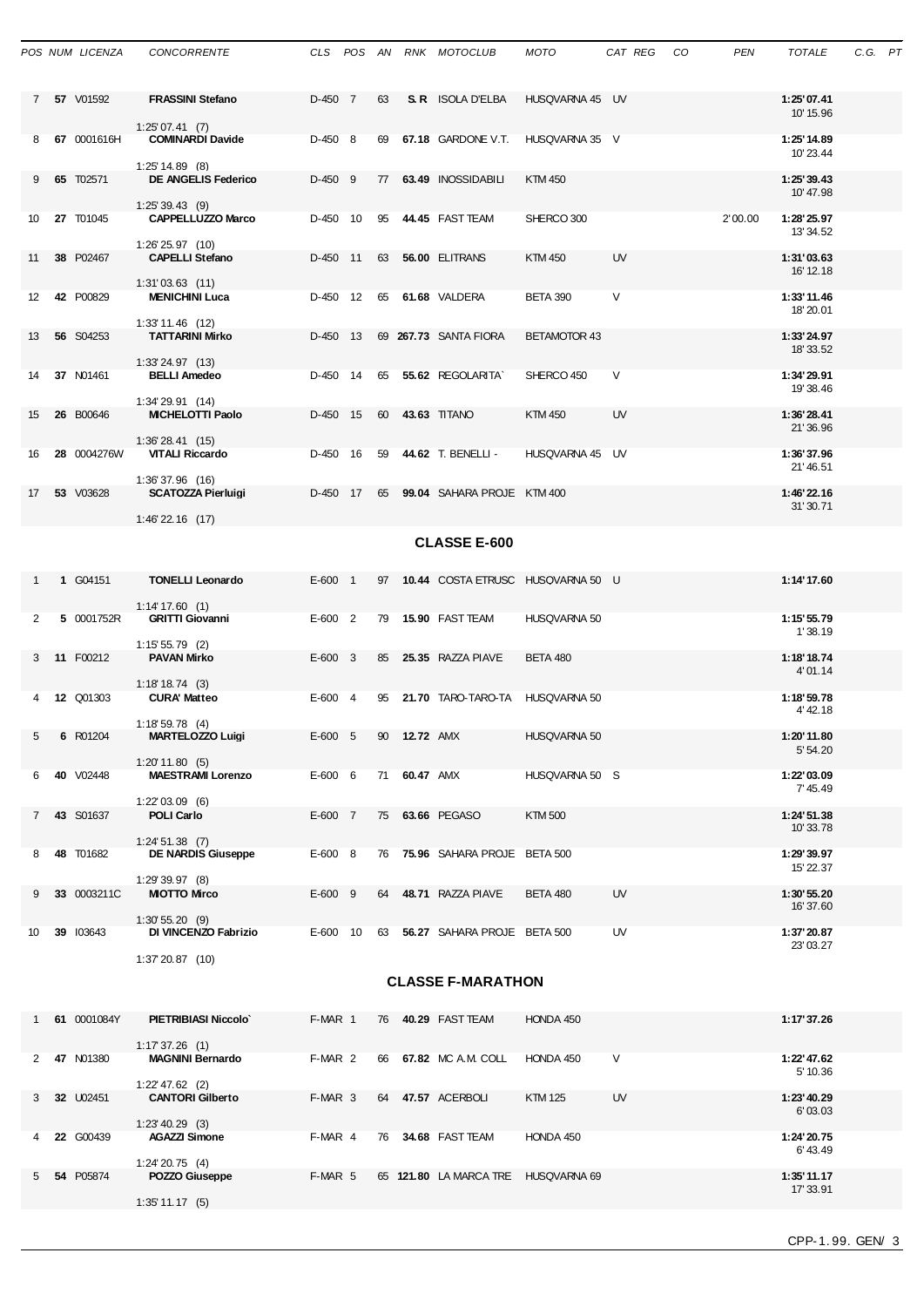| POS | NUM | LICENZA | CONCORRENTE | CLS | POS | AN | RNK | MOTOCLUB | MOTO | CAT | REG | CO | PEN | TOTALE | C.G. | PT |
|---|---|---|---|---|---|---|---|---|---|---|---|---|---|---|---|---|
| 7 | **57** | V01592 | **FRASSINI Stefano** 1:25'07.41 (7) | D-450 | 7 | 63 | **S.R** | ISOLA D'ELBA | HUSQVARNA 45 | UV | | | | **1:25'07.41** 10'15.96 | | |
| 8 | **67** | 0001616H | **COMINARDI Davide** 1:25'14.89 (8) | D-450 | 8 | 69 | **67.18** | GARDONE V.T. | HUSQVARNA 35 | V | | | | **1:25'14.89** 10'23.44 | | |
| 9 | **65** | T02571 | **DE ANGELIS Federico** 1:25'39.43 (9) | D-450 | 9 | 77 | **63.49** | INOSSIDABILI | KTM 450 | | | | | **1:25'39.43** 10'47.98 | | |
| 10 | **27** | T01045 | **CAPPELLUZZO Marco** 1:26'25.97 (10) | D-450 | 10 | 95 | **44.45** | FAST TEAM | SHERCO 300 | | | | 2'00.00 | **1:28'25.97** 13'34.52 | | |
| 11 | **38** | P02467 | **CAPELLI Stefano** 1:31'03.63 (11) | D-450 | 11 | 63 | **56.00** | ELITRANS | KTM 450 | UV | | | | **1:31'03.63** 16'12.18 | | |
| 12 | **42** | P00829 | **MENICHINI Luca** 1:33'11.46 (12) | D-450 | 12 | 65 | **61.68** | VALDERA | BETA 390 | V | | | | **1:33'11.46** 18'20.01 | | |
| 13 | **56** | S04253 | **TATTARINI Mirko** 1:33'24.97 (13) | D-450 | 13 | 69 | **267.73** | SANTA FIORA | BETAMOTOR 43 | | | | | **1:33'24.97** 18'33.52 | | |
| 14 | **37** | N01461 | **BELLI Amedeo** 1:34'29.91 (14) | D-450 | 14 | 65 | **55.62** | REGOLARITA` | SHERCO 450 | V | | | | **1:34'29.91** 19'38.46 | | |
| 15 | **26** | B00646 | **MICHELOTTI Paolo** 1:36'28.41 (15) | D-450 | 15 | 60 | **43.63** | TITANO | KTM 450 | UV | | | | **1:36'28.41** 21'36.96 | | |
| 16 | **28** | 0004276W | **VITALI Riccardo** 1:36'37.96 (16) | D-450 | 16 | 59 | **44.62** | T. BENELLI - | HUSQVARNA 45 | UV | | | | **1:36'37.96** 21'46.51 | | |
| 17 | **53** | V03628 | **SCATOZZA Pierluigi** 1:46'22.16 (17) | D-450 | 17 | 65 | **99.04** | SAHARA PROJE | KTM 400 | | | | | **1:46'22.16** 31'30.71 | | |

## CLASSE E-600

| POS | NUM | LICENZA | CONCORRENTE | CLS | POS | AN | RNK | MOTOCLUB | MOTO | CAT | REG | CO | PEN | TOTALE | C.G. | PT |
|---|---|---|---|---|---|---|---|---|---|---|---|---|---|---|---|---|
| 1 | **1** | G04151 | **TONELLI Leonardo** 1:14'17.60 (1) | E-600 | 1 | 97 | **10.44** | COSTA ETRUSC | HUSQVARNA 50 | U | | | | **1:14'17.60** | | |
| 2 | **5** | 0001752R | **GRITTI Giovanni** 1:15'55.79 (2) | E-600 | 2 | 79 | **15.90** | FAST TEAM | HUSQVARNA 50 | | | | | **1:15'55.79** 1'38.19 | | |
| 3 | **11** | F00212 | **PAVAN Mirko** 1:18'18.74 (3) | E-600 | 3 | 85 | **25.35** | RAZZA PIAVE | BETA 480 | | | | | **1:18'18.74** 4'01.14 | | |
| 4 | **12** | Q01303 | **CURA' Matteo** 1:18'59.78 (4) | E-600 | 4 | 95 | **21.70** | TARO-TARO-TA | HUSQVARNA 50 | | | | | **1:18'59.78** 4'42.18 | | |
| 5 | **6** | R01204 | **MARTELOZZO Luigi** 1:20'11.80 (5) | E-600 | 5 | 90 | **12.72** | AMX | HUSQVARNA 50 | | | | | **1:20'11.80** 5'54.20 | | |
| 6 | **40** | V02448 | **MAESTRAMI Lorenzo** 1:22'03.09 (6) | E-600 | 6 | 71 | **60.47** | AMX | HUSQVARNA 50 | S | | | | **1:22'03.09** 7'45.49 | | |
| 7 | **43** | S01637 | **POLI Carlo** 1:24'51.38 (7) | E-600 | 7 | 75 | **63.66** | PEGASO | KTM 500 | | | | | **1:24'51.38** 10'33.78 | | |
| 8 | **48** | T01682 | **DE NARDIS Giuseppe** 1:29'39.97 (8) | E-600 | 8 | 76 | **75.96** | SAHARA PROJE | BETA 500 | | | | | **1:29'39.97** 15'22.37 | | |
| 9 | **33** | 0003211C | **MIOTTO Mirco** 1:30'55.20 (9) | E-600 | 9 | 64 | **48.71** | RAZZA PIAVE | BETA 480 | UV | | | | **1:30'55.20** 16'37.60 | | |
| 10 | **39** | I03643 | **DI VINCENZO Fabrizio** 1:37'20.87 (10) | E-600 | 10 | 63 | **56.27** | SAHARA PROJE | BETA 500 | UV | | | | **1:37'20.87** 23'03.27 | | |

## CLASSE F-MARATHON

| POS | NUM | LICENZA | CONCORRENTE | CLS | POS | AN | RNK | MOTOCLUB | MOTO | CAT | REG | CO | PEN | TOTALE | C.G. | PT |
|---|---|---|---|---|---|---|---|---|---|---|---|---|---|---|---|---|
| 1 | **61** | 0001084Y | **PIETRIBIASI Niccolo`** 1:17'37.26 (1) | F-MAR | 1 | 76 | **40.29** | FAST TEAM | HONDA 450 | | | | | **1:17'37.26** | | |
| 2 | **47** | N01380 | **MAGNINI Bernardo** 1:22'47.62 (2) | F-MAR | 2 | 66 | **67.82** | MC A.M. COLL | HONDA 450 | V | | | | **1:22'47.62** 5'10.36 | | |
| 3 | **32** | U02451 | **CANTORI Gilberto** 1:23'40.29 (3) | F-MAR | 3 | 64 | **47.57** | ACERBOLI | KTM 125 | UV | | | | **1:23'40.29** 6'03.03 | | |
| 4 | **22** | G00439 | **AGAZZI Simone** 1:24'20.75 (4) | F-MAR | 4 | 76 | **34.68** | FAST TEAM | HONDA 450 | | | | | **1:24'20.75** 6'43.49 | | |
| 5 | **54** | P05874 | **POZZO Giuseppe** 1:35'11.17 (5) | F-MAR | 5 | 65 | **121.80** | LA MARCA TRE | HUSQVARNA 69 | | | | | **1:35'11.17** 17'33.91 | | |

CPP-1.99. GEN/ 3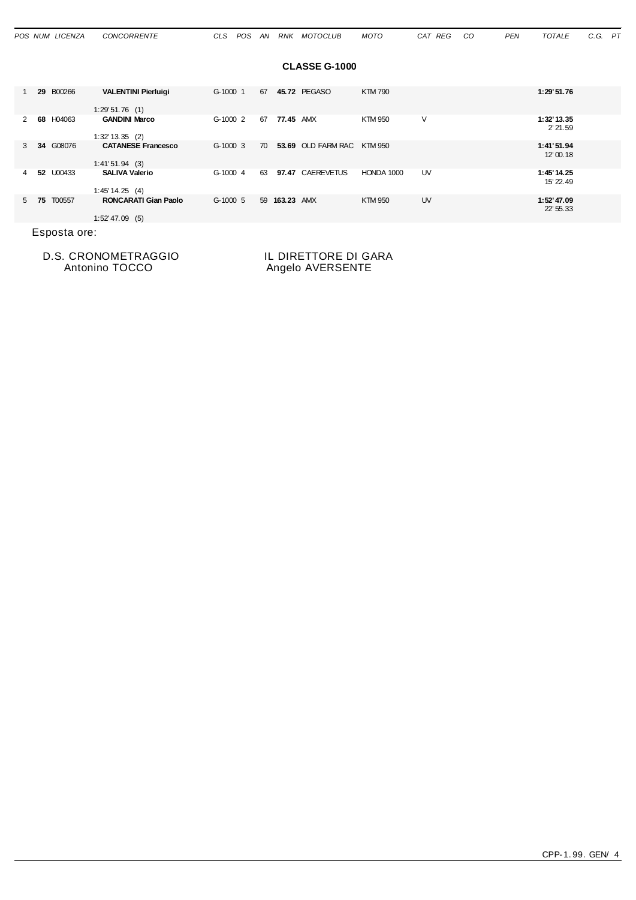### CLASSE G-1000

| POS | NUM | LICENZA | CONCORRENTE | CLS | POS | AN | RNK | MOTOCLUB | MOTO | CAT | REG | CO | PEN | TOTALE | C.G. | PT |
|---|---|---|---|---|---|---|---|---|---|---|---|---|---|---|---|---|
| 1 | **29** | B00266 | **VALENTINI Pierluigi** 1:29' 51.76 (1) | G-1000 | 1 | 67 | **45.72** | PEGASO | KTM 790 | | | | | **1:29' 51.76** | | |
| 2 | **68** | H04063 | **GANDINI Marco** 1:32' 13.35 (2) | G-1000 | 2 | 67 | **77.45** | AMX | KTM 950 | V | | | | **1:32' 13.35** 2' 21.59 | | |
| 3 | **34** | G08076 | **CATANESE Francesco** 1:41' 51.94 (3) | G-1000 | 3 | 70 | **53.69** | OLD FARM RAC | KTM 950 | | | | | **1:41' 51.94** 12' 00.18 | | |
| 4 | **52** | U00433 | **SALIVA Valerio** 1:45' 14.25 (4) | G-1000 | 4 | 63 | **97.47** | CAEREVETUS | HONDA 1000 | UV | | | | **1:45' 14.25** 15' 22.49 | | |
| 5 | **75** | T00557 | **RONCARATI Gian Paolo** 1:52' 47.09 (5) | G-1000 | 5 | 59 | **163.23** | AMX | KTM 950 | UV | | | | **1:52' 47.09** 22' 55.33 | | |

Esposta ore:

D.S. CRONOMETRAGGIO
Antonino TOCCO

IL DIRETTORE DI GARA
Angelo AVERSENTE